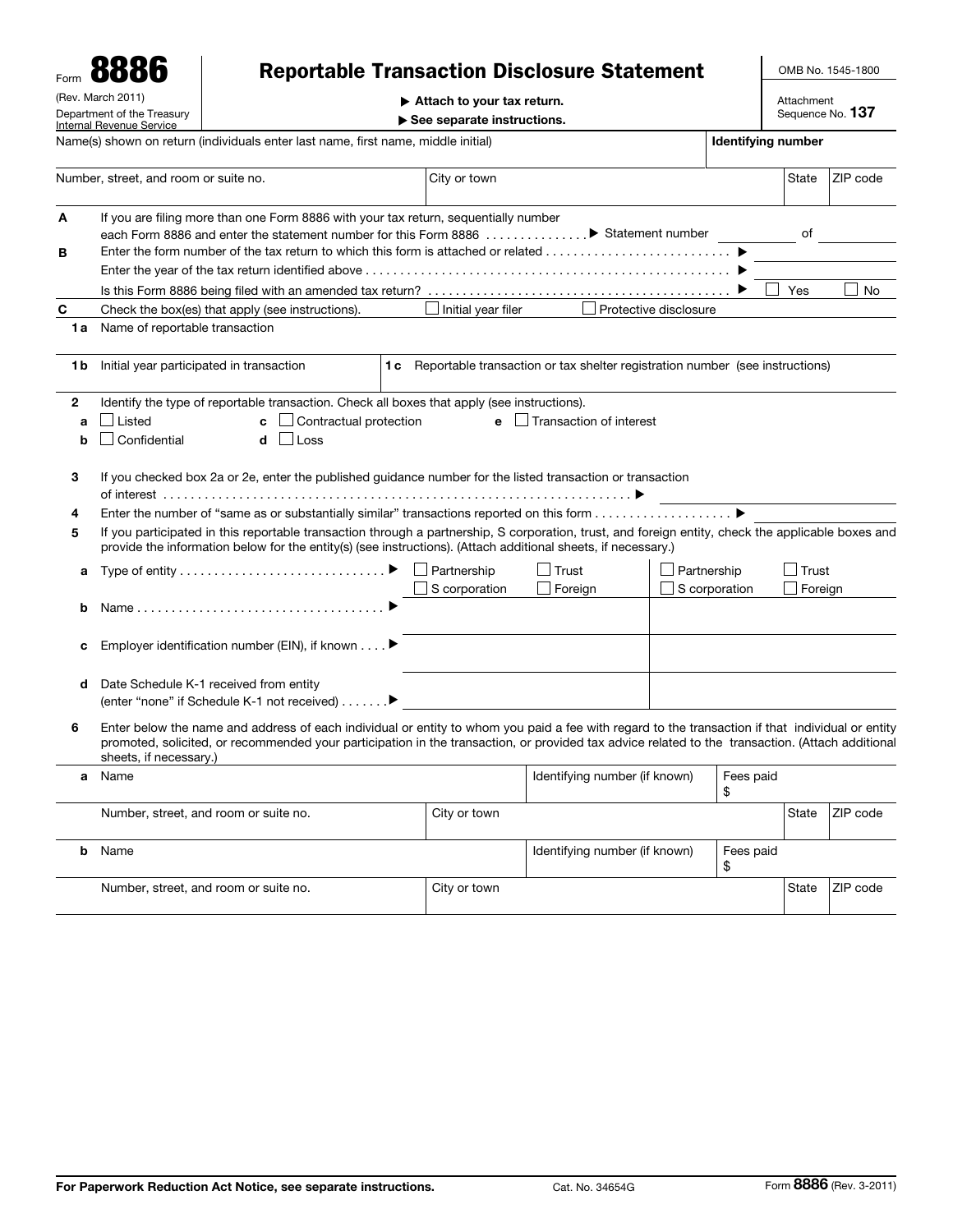Form **8886**

(Rev. March 2011)

Department of the Treasury
Internal Revenue Service

# Reportable Transaction Disclosure Statement

▶ Attach to your tax return.

▶ See separate instructions.

OMB No. 1545-1800

Attachment Sequence No. **137**

| Name(s) shown on return (individuals enter last name, first name, middle initial) | | | Identifying number |
|---|---|---|---|
| Number, street, and room or suite no. | City or town | State | ZIP code |

**A** If you are filing more than one Form 8886 with your tax return, sequentially number each Form 8886 and enter the statement number for this Form 8886 ▶ Statement number ______ of ______

**B** Enter the form number of the tax return to which this form is attached or related ▶ ______

Enter the year of the tax return identified above ▶ ______

Is this Form 8886 being filed with an amended tax return? ▶ ☐ Yes ☐ No

**C** Check the box(es) that apply (see instructions). ☐ Initial year filer ☐ Protective disclosure

**1a** Name of reportable transaction

| **1b** Initial year participated in transaction | **1c** Reportable transaction or tax shelter registration number (see instructions) |
|---|---|
| | |

**2** Identify the type of reportable transaction. Check all boxes that apply (see instructions).

**a** ☐ Listed  **c** ☐ Contractual protection  **e** ☐ Transaction of interest

**b** ☐ Confidential  **d** ☐ Loss

**3** If you checked box 2a or 2e, enter the published guidance number for the listed transaction or transaction of interest ▶ ______

**4** Enter the number of "same as or substantially similar" transactions reported on this form ▶ ______

**5** If you participated in this reportable transaction through a partnership, S corporation, trust, and foreign entity, check the applicable boxes and provide the information below for the entity(s) (see instructions). (Attach additional sheets, if necessary.)

| | | | |
|---|---|---|---|
| **a** | Type of entity ▶ | ☐ Partnership ☐ Trust ☐ S corporation ☐ Foreign | ☐ Partnership ☐ Trust ☐ S corporation ☐ Foreign |
| **b** | Name ▶ | | |
| **c** | Employer identification number (EIN), if known ▶ | | |
| **d** | Date Schedule K-1 received from entity (enter "none" if Schedule K-1 not received) ▶ | | |

**6** Enter below the name and address of each individual or entity to whom you paid a fee with regard to the transaction if that individual or entity promoted, solicited, or recommended your participation in the transaction, or provided tax advice related to the transaction. (Attach additional sheets, if necessary.)

| | | | | | |
|---|---|---|---|---|---|
| **a** | Name | | Identifying number (if known) | Fees paid $ | |
| | Number, street, and room or suite no. | City or town | | State | ZIP code |
| **b** | Name | | Identifying number (if known) | Fees paid $ | |
| | Number, street, and room or suite no. | City or town | | State | ZIP code |

**For Paperwork Reduction Act Notice, see separate instructions.** Cat. No. 34654G Form **8886** (Rev. 3-2011)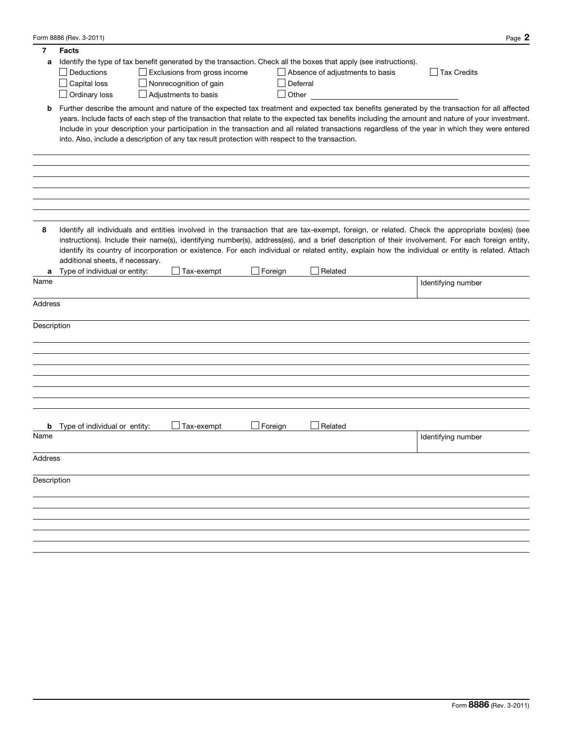**7 Facts**

**a** Identify the type of tax benefit generated by the transaction. Check all the boxes that apply (see instructions).

☐ Deductions ☐ Exclusions from gross income ☐ Absence of adjustments to basis ☐ Tax Credits

☐ Capital loss ☐ Nonrecognition of gain ☐ Deferral

☐ Ordinary loss ☐ Adjustments to basis ☐ Other ____________________

**b** Further describe the amount and nature of the expected tax treatment and expected tax benefits generated by the transaction for all affected years. Include facts of each step of the transaction that relate to the expected tax benefits including the amount and nature of your investment. Include in your description your participation in the transaction and all related transactions regardless of the year in which they were entered into. Also, include a description of any tax result protection with respect to the transaction.

**8** Identify all individuals and entities involved in the transaction that are tax-exempt, foreign, or related. Check the appropriate box(es) (see instructions). Include their name(s), identifying number(s), address(es), and a brief description of their involvement. For each foreign entity, identify its country of incorporation or existence. For each individual or related entity, explain how the individual or entity is related. Attach additional sheets, if necessary.

**a** Type of individual or entity: ☐ Tax-exempt ☐ Foreign ☐ Related

| Name | Identifying number |
|---|---|
| | |

Address

Description

**b** Type of individual or entity: ☐ Tax-exempt ☐ Foreign ☐ Related

| Name | Identifying number |
|---|---|
| | |

Address

Description

Form **8886** (Rev. 3-2011)